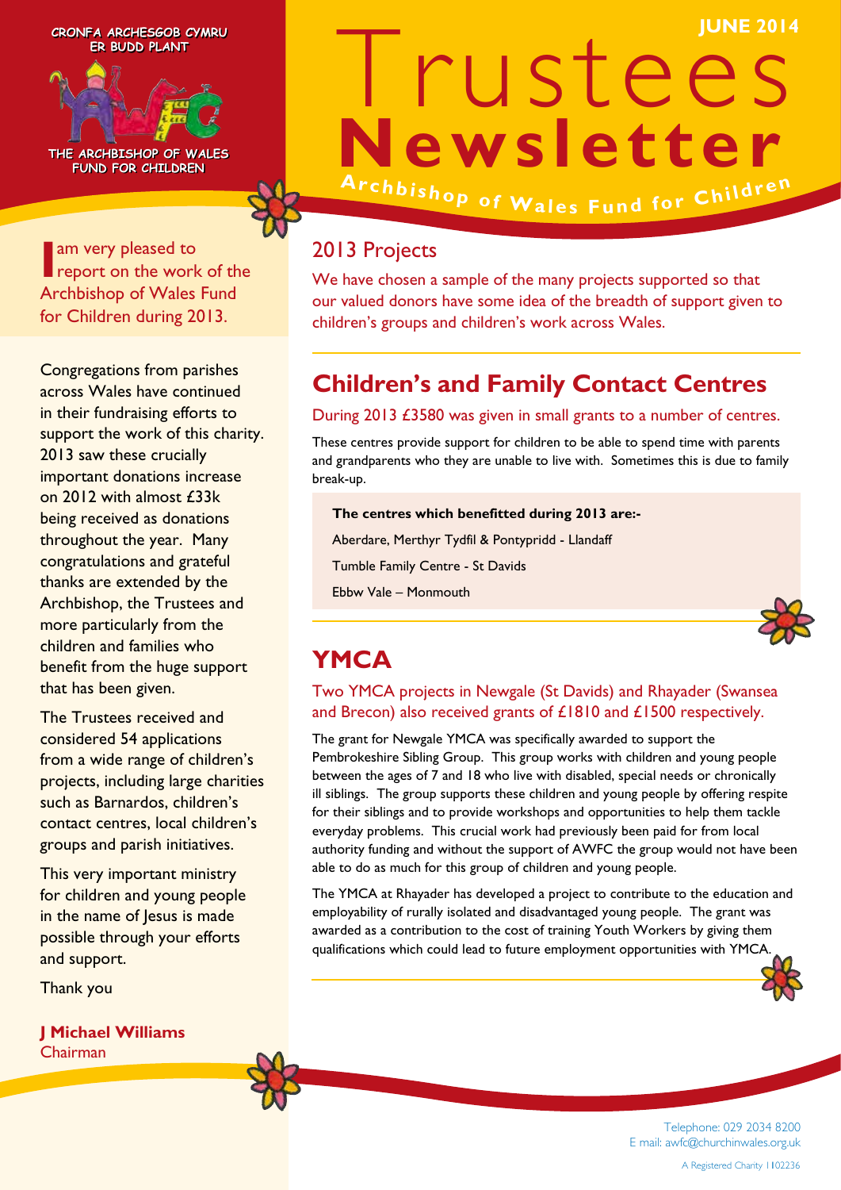CRONFA ARCHESGOB CYMRU
ER BUDD PLANT

THE ARCHBISHOP OF WALES
FUND FOR CHILDREN

JUNE 2014

# Trustees Newsletter

Archbishop of Wales Fund for Children

I am very pleased to report on the work of the Archbishop of Wales Fund for Children during 2013.

Congregations from parishes across Wales have continued in their fundraising efforts to support the work of this charity. 2013 saw these crucially important donations increase on 2012 with almost £33k being received as donations throughout the year. Many congratulations and grateful thanks are extended by the Archbishop, the Trustees and more particularly from the children and families who benefit from the huge support that has been given.

The Trustees received and considered 54 applications from a wide range of children's projects, including large charities such as Barnardos, children's contact centres, local children's groups and parish initiatives.

This very important ministry for children and young people in the name of Jesus is made possible through your efforts and support.

Thank you

**J Michael Williams**
Chairman

## 2013 Projects

We have chosen a sample of the many projects supported so that our valued donors have some idea of the breadth of support given to children's groups and children's work across Wales.

## Children's and Family Contact Centres

During 2013 £3580 was given in small grants to a number of centres.

These centres provide support for children to be able to spend time with parents and grandparents who they are unable to live with. Sometimes this is due to family break-up.

**The centres which benefitted during 2013 are:-**

Aberdare, Merthyr Tydfil & Pontypridd - Llandaff

Tumble Family Centre - St Davids

Ebbw Vale – Monmouth

## YMCA

Two YMCA projects in Newgale (St Davids) and Rhayader (Swansea and Brecon) also received grants of £1810 and £1500 respectively.

The grant for Newgale YMCA was specifically awarded to support the Pembrokeshire Sibling Group. This group works with children and young people between the ages of 7 and 18 who live with disabled, special needs or chronically ill siblings. The group supports these children and young people by offering respite for their siblings and to provide workshops and opportunities to help them tackle everyday problems. This crucial work had previously been paid for from local authority funding and without the support of AWFC the group would not have been able to do as much for this group of children and young people.

The YMCA at Rhayader has developed a project to contribute to the education and employability of rurally isolated and disadvantaged young people. The grant was awarded as a contribution to the cost of training Youth Workers by giving them qualifications which could lead to future employment opportunities with YMCA.

Telephone: 029 2034 8200
E mail: awfc@churchinwales.org.uk

A Registered Charity 1102236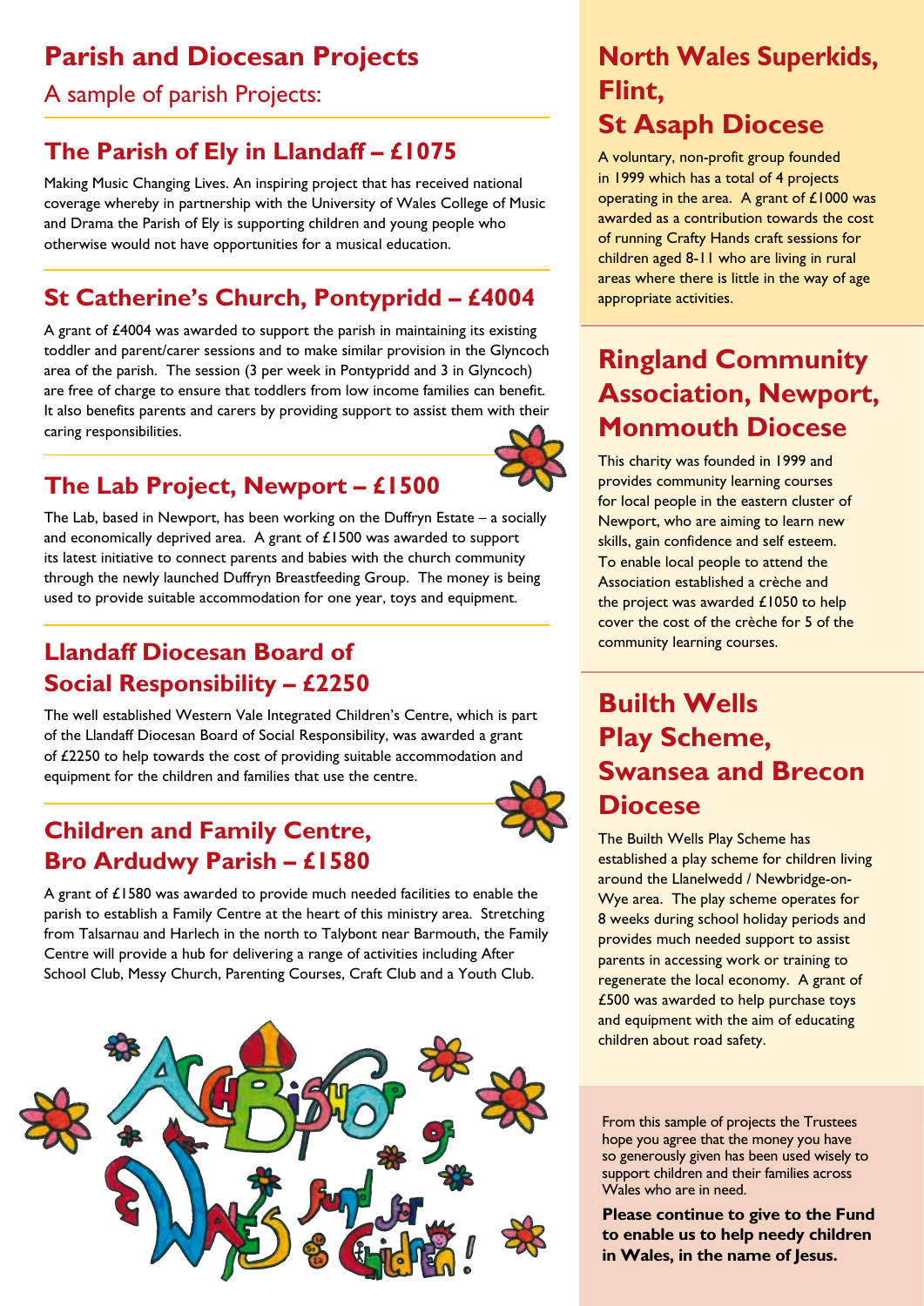# Parish and Diocesan Projects

A sample of parish Projects:

## The Parish of Ely in Llandaff – £1075

Making Music Changing Lives. An inspiring project that has received national coverage whereby in partnership with the University of Wales College of Music and Drama the Parish of Ely is supporting children and young people who otherwise would not have opportunities for a musical education.

## St Catherine's Church, Pontypridd – £4004

A grant of £4004 was awarded to support the parish in maintaining its existing toddler and parent/carer sessions and to make similar provision in the Glyncoch area of the parish. The session (3 per week in Pontypridd and 3 in Glyncoch) are free of charge to ensure that toddlers from low income families can benefit. It also benefits parents and carers by providing support to assist them with their caring responsibilities.

## The Lab Project, Newport – £1500

The Lab, based in Newport, has been working on the Duffryn Estate – a socially and economically deprived area. A grant of £1500 was awarded to support its latest initiative to connect parents and babies with the church community through the newly launched Duffryn Breastfeeding Group. The money is being used to provide suitable accommodation for one year, toys and equipment.

## Llandaff Diocesan Board of Social Responsibility – £2250

The well established Western Vale Integrated Children's Centre, which is part of the Llandaff Diocesan Board of Social Responsibility, was awarded a grant of £2250 to help towards the cost of providing suitable accommodation and equipment for the children and families that use the centre.

## Children and Family Centre, Bro Ardudwy Parish – £1580

A grant of £1580 was awarded to provide much needed facilities to enable the parish to establish a Family Centre at the heart of this ministry area. Stretching from Talsarnau and Harlech in the north to Talybont near Barmouth, the Family Centre will provide a hub for delivering a range of activities including After School Club, Messy Church, Parenting Courses, Craft Club and a Youth Club.

## North Wales Superkids, Flint, St Asaph Diocese

A voluntary, non-profit group founded in 1999 which has a total of 4 projects operating in the area. A grant of £1000 was awarded as a contribution towards the cost of running Crafty Hands craft sessions for children aged 8-11 who are living in rural areas where there is little in the way of age appropriate activities.

## Ringland Community Association, Newport, Monmouth Diocese

This charity was founded in 1999 and provides community learning courses for local people in the eastern cluster of Newport, who are aiming to learn new skills, gain confidence and self esteem. To enable local people to attend the Association established a crèche and the project was awarded £1050 to help cover the cost of the crèche for 5 of the community learning courses.

## Builth Wells Play Scheme, Swansea and Brecon Diocese

The Builth Wells Play Scheme has established a play scheme for children living around the Llanelwedd / Newbridge-on-Wye area. The play scheme operates for 8 weeks during school holiday periods and provides much needed support to assist parents in accessing work or training to regenerate the local economy. A grant of £500 was awarded to help purchase toys and equipment with the aim of educating children about road safety.

From this sample of projects the Trustees hope you agree that the money you have so generously given has been used wisely to support children and their families across Wales who are in need.

**Please continue to give to the Fund to enable us to help needy children in Wales, in the name of Jesus.**